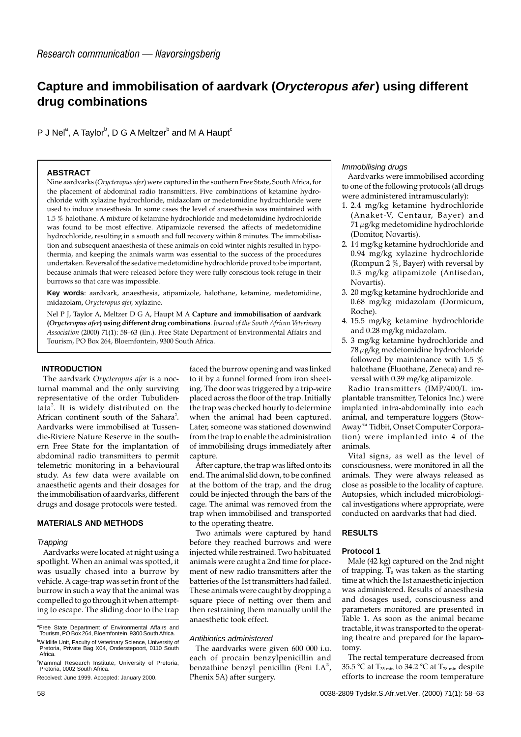*Research communication — Navorsingsberig*

# Capture and immobilisation of aardvark (*Orycteropus afer*) using different drug combinations

P J Nel[a], A Taylor[b], D G A Meltzer[b] and M A Haupt[c]

## ABSTRACT

Nine aardvarks (*Orycteropus afer*) were captured in the southern Free State, South Africa, for the placement of abdominal radio transmitters. Five combinations of ketamine hydrochloride with xylazine hydrochloride, midazolam or medetomidine hydrochloride were used to induce anaesthesia. In some cases the level of anaesthesia was maintained with 1.5 % halothane. A mixture of ketamine hydrochloride and medetomidine hydrochloride was found to be most effective. Atipamizole reversed the affects of medetomidine hydrochloride, resulting in a smooth and full recovery within 8 minutes. The immobilisation and subsequent anaesthesia of these animals on cold winter nights resulted in hypothermia, and keeping the animals warm was essential to the success of the procedures undertaken. Reversal of the sedative medetomidine hydrochloride proved to be important, because animals that were released before they were fully conscious took refuge in their burrows so that care was impossible.

**Key words**: aardvark, anaesthesia, atipamizole, halothane, ketamine, medetomidine, midazolam, *Orycteropus afer*, xylazine.

Nel P J, Taylor A, Meltzer D G A, Haupt M A **Capture and immobilisation of aardvark (*Orycteropus afer*) using different drug combinations**. *Journal of the South African Veterinary Association* (2000) 71(1): 58–63 (En.). Free State Department of Environmental Affairs and Tourism, PO Box 264, Bloemfontein, 9300 South Africa.

## INTRODUCTION

The aardvark *Orycteropus afer* is a nocturnal mammal and the only surviving representative of the order Tubulidentata[2]. It is widely distributed on the African continent south of the Sahara[2]. Aardvarks were immobilised at Tussendie-Riviere Nature Reserve in the southern Free State for the implantation of abdominal radio transmitters to permit telemetric monitoring in a behavioural study. As few data were available on anaesthetic agents and their dosages for the immobilisation of aardvarks, different drugs and dosage protocols were tested.

## MATERIALS AND METHODS

### *Trapping*

Aardvarks were located at night using a spotlight. When an animal was spotted, it was usually chased into a burrow by vehicle. A cage-trap was set in front of the burrow in such a way that the animal was compelled to go through it when attempting to escape. The sliding door to the trap faced the burrow opening and was linked to it by a funnel formed from iron sheeting. The door was triggered by a trip-wire placed across the floor of the trap. Initially the trap was checked hourly to determine when the animal had been captured. Later, someone was stationed downwind from the trap to enable the administration of immobilising drugs immediately after capture.

After capture, the trap was lifted onto its end. The animal slid down, to be confined at the bottom of the trap, and the drug could be injected through the bars of the cage. The animal was removed from the trap when immobilised and transported to the operating theatre.

Two animals were captured by hand before they reached burrows and were injected while restrained. Two habituated animals were caught a 2nd time for placement of new radio transmitters after the batteries of the 1st transmitters had failed. These animals were caught by dropping a square piece of netting over them and then restraining them manually until the anaesthetic took effect.

### *Antibiotics administered*

The aardvarks were given 600 000 i.u. each of procain benzylpenicillin and benzathine benzyl penicillin (Peni LA®, Phenix SA) after surgery.

### *Immobilising drugs*

Aardvarks were immobilised according to one of the following protocols (all drugs were administered intramuscularly):

1. 2.4 mg/kg ketamine hydrochloride (Anaket-V, Centaur, Bayer) and 71 $\mu$g/kg medetomidine hydrochloride (Domitor, Novartis).
2. 14 mg/kg ketamine hydrochloride and 0.94 mg/kg xylazine hydrochloride (Rompun 2 %, Bayer) with reversal by 0.3 mg/kg atipamizole (Antisedan, Novartis).
3. 20 mg/kg ketamine hydrochloride and 0.68 mg/kg midazolam (Dormicum, Roche).
4. 15.5 mg/kg ketamine hydrochloride and 0.28 mg/kg midazolam.
5. 3 mg/kg ketamine hydrochloride and 78 $\mu$g/kg medetomidine hydrochloride followed by maintenance with 1.5 % halothane (Fluothane, Zeneca) and reversal with 0.39 mg/kg atipamizole.

Radio transmitters (IMP/400/L implantable transmitter, Telonics Inc.) were implanted intra-abdominally into each animal, and temperature loggers (Stow-Away™ Tidbit, Onset Computer Corporation) were implanted into 4 of the animals.

Vital signs, as well as the level of consciousness, were monitored in all the animals. They were always released as close as possible to the locality of capture. Autopsies, which included microbiological investigations where appropriate, were conducted on aardvarks that had died.

## RESULTS

### Protocol 1

Male (42 kg) captured on the 2nd night of trapping. $T_0$ was taken as the starting time at which the 1st anaesthetic injection was administered. Results of anaesthesia and dosages used, consciousness and parameters monitored are presented in Table 1. As soon as the animal became tractable, it was transported to the operating theatre and prepared for the laparotomy.

The rectal temperature decreased from 35.5 °C at $T_{35\ min}$ to 34.2 °C at $T_{78\ min}$ despite efforts to increase the room temperature

[a]Free State Department of Environmental Affairs and Tourism, PO Box 264, Bloemfontein, 9300 South Africa.

[b]Wildlife Unit, Faculty of Veterinary Science, University of Pretoria, Private Bag X04, Onderstepoort, 0110 South Africa.

[c]Mammal Research Institute, University of Pretoria, Pretoria, 0002 South Africa.

Received: June 1999. Accepted: January 2000.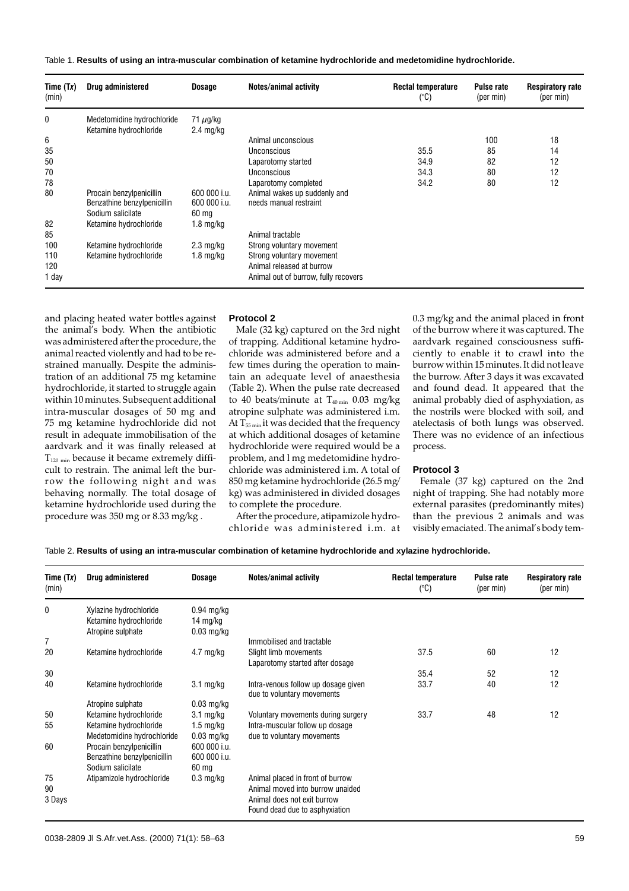Table 1. **Results of using an intra-muscular combination of ketamine hydrochloride and medetomidine hydrochloride.**

| Time (Tx) (min) | Drug administered | Dosage | Notes/animal activity | Rectal temperature (°C) | Pulse rate (per min) | Respiratory rate (per min) |
|---|---|---|---|---|---|---|
| 0 | Medetomidine hydrochloride<br>Ketamine hydrochloride | 71 μg/kg<br>2.4 mg/kg | | | | |
| 6 | | | Animal unconscious | | 100 | 18 |
| 35 | | | Unconscious | 35.5 | 85 | 14 |
| 50 | | | Laparotomy started | 34.9 | 82 | 12 |
| 70 | | | Unconscious | 34.3 | 80 | 12 |
| 78 | | | Laparotomy completed | 34.2 | 80 | 12 |
| 80 | Procain benzylpenicillin<br>Benzathine benzylpenicillin<br>Sodium salicilate | 600 000 i.u.<br>600 000 i.u.<br>60 mg | Animal wakes up suddenly and needs manual restraint | | | |
| 82 | Ketamine hydrochloride | 1.8 mg/kg | | | | |
| 85 | | | Animal tractable | | | |
| 100 | Ketamine hydrochloride | 2.3 mg/kg | Strong voluntary movement | | | |
| 110 | Ketamine hydrochloride | 1.8 mg/kg | Strong voluntary movement | | | |
| 120 | | | Animal released at burrow | | | |
| 1 day | | | Animal out of burrow, fully recovers | | | |

and placing heated water bottles against the animal's body. When the antibiotic was administered after the procedure, the animal reacted violently and had to be restrained manually. Despite the administration of an additional 75 mg ketamine hydrochloride, it started to struggle again within 10 minutes. Subsequent additional intra-muscular dosages of 50 mg and 75 mg ketamine hydrochloride did not result in adequate immobilisation of the aardvark and it was finally released at $T_{120\ min}$ because it became extremely difficult to restrain. The animal left the burrow the following night and was behaving normally. The total dosage of ketamine hydrochloride used during the procedure was 350 mg or 8.33 mg/kg .

### Protocol 2

Male (32 kg) captured on the 3rd night of trapping. Additional ketamine hydrochloride was administered before and a few times during the operation to maintain an adequate level of anaesthesia (Table 2). When the pulse rate decreased to 40 beats/minute at $T_{40\ min}$ 0.03 mg/kg atropine sulphate was administered i.m. At $T_{55\ min}$ it was decided that the frequency at which additional dosages of ketamine hydrochloride were required would be a problem, and l mg medetomidine hydrochloride was administered i.m. A total of 850 mg ketamine hydrochloride (26.5 mg/kg) was administered in divided dosages to complete the procedure.

After the procedure, atipamizole hydrochloride was administered i.m. at 0.3 mg/kg and the animal placed in front of the burrow where it was captured. The aardvark regained consciousness sufficiently to enable it to crawl into the burrow within 15 minutes. It did not leave the burrow. After 3 days it was excavated and found dead. It appeared that the animal probably died of asphyxiation, as the nostrils were blocked with soil, and atelectasis of both lungs was observed. There was no evidence of an infectious process.

### Protocol 3

Female (37 kg) captured on the 2nd night of trapping. She had notably more external parasites (predominantly mites) than the previous 2 animals and was visibly emaciated. The animal's body tem-

Table 2. **Results of using an intra-muscular combination of ketamine hydrochloride and xylazine hydrochloride.**

| Time (Tx) (min) | Drug administered | Dosage | Notes/animal activity | Rectal temperature (°C) | Pulse rate (per min) | Respiratory rate (per min) |
|---|---|---|---|---|---|---|
| 0 | Xylazine hydrochloride<br>Ketamine hydrochloride<br>Atropine sulphate | 0.94 mg/kg<br>14 mg/kg<br>0.03 mg/kg | | | | |
| 7 | | | Immobilised and tractable | | | |
| 20 | Ketamine hydrochloride | 4.7 mg/kg | Slight limb movements<br>Laparotomy started after dosage | 37.5 | 60 | 12 |
| 30 | | | | 35.4 | 52 | 12 |
| 40 | Ketamine hydrochloride<br>Atropine sulphate | 3.1 mg/kg<br>0.03 mg/kg | Intra-venous follow up dosage given due to voluntary movements | 33.7 | 40 | 12 |
| 50 | Ketamine hydrochloride | 3.1 mg/kg | Voluntary movements during surgery | 33.7 | 48 | 12 |
| 55 | Ketamine hydrochloride<br>Medetomidine hydrochloride | 1.5 mg/kg<br>0.03 mg/kg | Intra-muscular follow up dosage due to voluntary movements | | | |
| 60 | Procain benzylpenicillin<br>Benzathine benzylpenicillin<br>Sodium salicilate | 600 000 i.u.<br>600 000 i.u.<br>60 mg | | | | |
| 75 | Atipamizole hydrochloride | 0.3 mg/kg | Animal placed in front of burrow | | | |
| 90 | | | Animal moved into burrow unaided | | | |
| 3 Days | | | Animal does not exit burrow<br>Found dead due to asphyxiation | | | |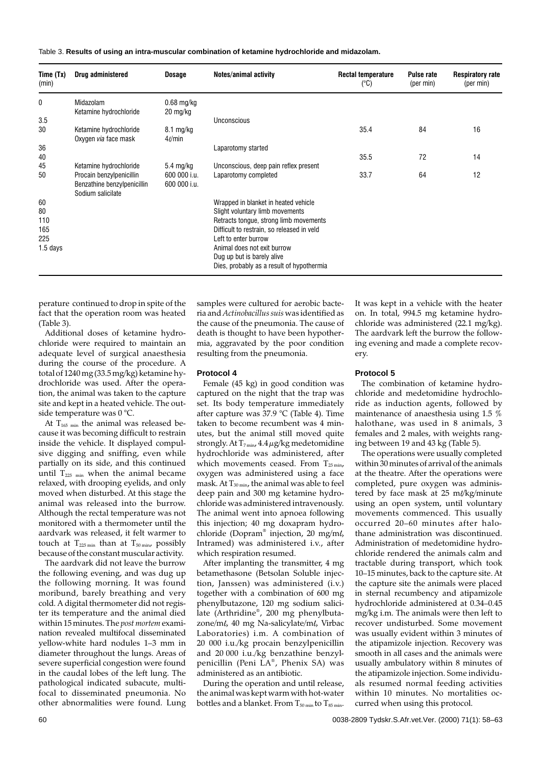Table 3. **Results of using an intra-muscular combination of ketamine hydrochloride and midazolam.**

| Time (Tx) (min) | Drug administered | Dosage | Notes/animal activity | Rectal temperature (°C) | Pulse rate (per min) | Respiratory rate (per min) |
|---|---|---|---|---|---|---|
| 0 | Midazolam<br>Ketamine hydrochloride | 0.68 mg/kg<br>20 mg/kg | | | | |
| 3.5 | | | Unconscious | | | |
| 30 | Ketamine hydrochloride<br>Oxygen *via* face mask | 8.1 mg/kg<br>4ℓ/min | | 35.4 | 84 | 16 |
| 36 | | | Laparotomy started | | | |
| 40 | | | | 35.5 | 72 | 14 |
| 45 | Ketamine hydrochloride | 5.4 mg/kg | Unconscious, deep pain reflex present | | | |
| 50 | Procain benzylpenicillin<br>Benzathine benzylpenicillin<br>Sodium salicilate | 600 000 i.u.<br>600 000 i.u. | Laparotomy completed | 33.7 | 64 | 12 |
| 60 | | | Wrapped in blanket in heated vehicle | | | |
| 80 | | | Slight voluntary limb movements | | | |
| 110 | | | Retracts tongue, strong limb movements | | | |
| 165 | | | Difficult to restrain, so released in veld | | | |
| 225 | | | Left to enter burrow | | | |
| 1.5 days | | | Animal does not exit burrow<br>Dug up but is barely alive<br>Dies, probably as a result of hypothermia | | | |

perature continued to drop in spite of the fact that the operation room was heated (Table 3).

Additional doses of ketamine hydrochloride were required to maintain an adequate level of surgical anaesthesia during the course of the procedure. A total of 1240 mg (33.5 mg/kg) ketamine hydrochloride was used. After the operation, the animal was taken to the capture site and kept in a heated vehicle. The outside temperature was 0 °C.

At $T_{165\ min}$ the animal was released because it was becoming difficult to restrain inside the vehicle. It displayed compulsive digging and sniffing, even while partially on its side, and this continued until $T_{225\ min}$ when the animal became relaxed, with drooping eyelids, and only moved when disturbed. At this stage the animal was released into the burrow. Although the rectal temperature was not monitored with a thermometer until the aardvark was released, it felt warmer to touch at $T_{225\ min}$ than at $T_{50\ min}$, possibly because of the constant muscular activity.

The aardvark did not leave the burrow the following evening, and was dug up the following morning. It was found moribund, barely breathing and very cold. A digital thermometer did not register its temperature and the animal died within 15 minutes. The *post mortem* examination revealed multifocal disseminated yellow-white hard nodules 1–3 mm in diameter throughout the lungs. Areas of severe superficial congestion were found in the caudal lobes of the left lung. The pathological indicated subacute, multifocal to disseminated pneumonia. No other abnormalities were found. Lung samples were cultured for aerobic bacteria and *Actinobacillus suis* was identified as the cause of the pneumonia. The cause of death is thought to have been hypothermia, aggravated by the poor condition resulting from the pneumonia.

### Protocol 4

Female (45 kg) in good condition was captured on the night that the trap was set. Its body temperature immediately after capture was 37.9 °C (Table 4). Time taken to become recumbent was 4 minutes, but the animal still moved quite strongly. At $T_{7\ min}$, 4.4 $\mu$g/kg medetomidine hydrochloride was administered, after which movements ceased. From $T_{25\ min}$, oxygen was administered using a face mask. At $T_{30\ min}$, the animal was able to feel deep pain and 300 mg ketamine hydrochloride was administered intravenously. The animal went into apnoea following this injection; 40 mg doxapram hydrochloride (Dopram® injection, 20 mg/mℓ, Intramed) was administered i.v., after which respiration resumed.

After implanting the transmitter, 4 mg betamethasone (Betsolan Soluble injection, Janssen) was administered (i.v.) together with a combination of 600 mg phenylbutazone, 120 mg sodium salicilate (Arthridine®, 200 mg phenylbutazone/mℓ, 40 mg Na-salicylate/mℓ, Virbac Laboratories) i.m. A combination of 20 000 i.u./kg procain benzylpenicillin and 20 000 i.u./kg benzathine benzylpenicillin (Peni LA®, Phenix SA) was administered as an antibiotic.

During the operation and until release, the animal was kept warm with hot-water bottles and a blanket. From $T_{50\ min}$ to $T_{85\ min}$. It was kept in a vehicle with the heater on. In total, 994.5 mg ketamine hydrochloride was administered (22.1 mg/kg). The aardvark left the burrow the following evening and made a complete recovery.

### Protocol 5

The combination of ketamine hydrochloride and medetomidine hydrochloride as induction agents, followed by maintenance of anaesthesia using 1.5 % halothane, was used in 8 animals, 3 females and 2 males, with weights ranging between 19 and 43 kg (Table 5).

The operations were usually completed within 30 minutes of arrival of the animals at the theatre. After the operations were completed, pure oxygen was administered by face mask at 25 mℓ/kg/minute using an open system, until voluntary movements commenced. This usually occurred 20–60 minutes after halothane administration was discontinued. Administration of medetomidine hydrochloride rendered the animals calm and tractable during transport, which took 10–15 minutes, back to the capture site. At the capture site the animals were placed in sternal recumbency and atipamizole hydrochloride administered at 0.34–0.45 mg/kg i.m. The animals were then left to recover undisturbed. Some movement was usually evident within 3 minutes of the atipamizole injection. Recovery was smooth in all cases and the animals were usually ambulatory within 8 minutes of the atipamizole injection. Some individuals resumed normal feeding activities within 10 minutes. No mortalities occurred when using this protocol.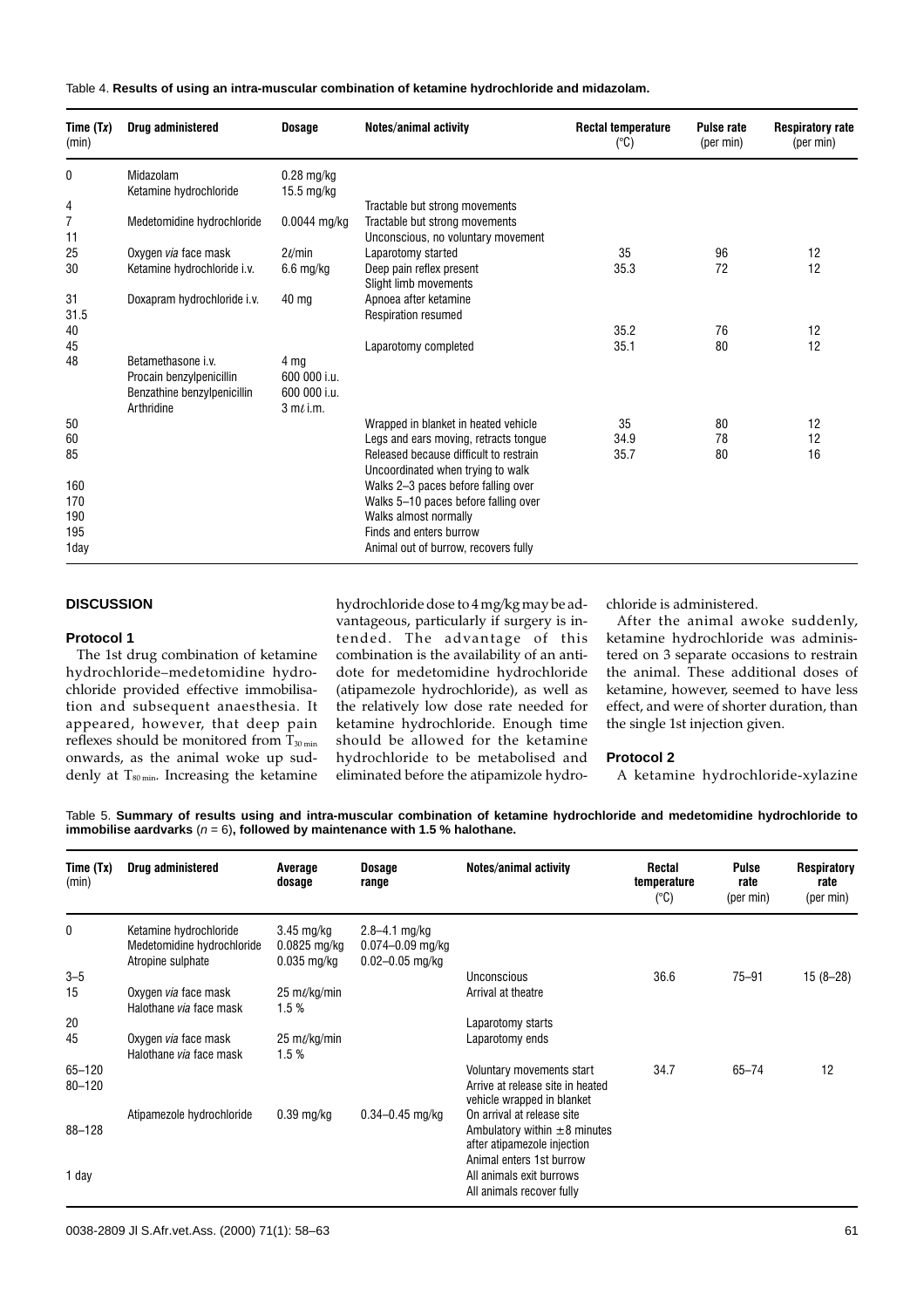Table 4. **Results of using an intra-muscular combination of ketamine hydrochloride and midazolam.**

| Time (Tx) (min) | Drug administered | Dosage | Notes/animal activity | Rectal temperature (°C) | Pulse rate (per min) | Respiratory rate (per min) |
|---|---|---|---|---|---|---|
| 0 | Midazolam<br>Ketamine hydrochloride | 0.28 mg/kg<br>15.5 mg/kg | | | | |
| 4 | | | Tractable but strong movements | | | |
| 7 | Medetomidine hydrochloride | 0.0044 mg/kg | Tractable but strong movements | | | |
| 11 | | | Unconscious, no voluntary movement | | | |
| 25 | Oxygen *via* face mask | 2ℓ/min | Laparotomy started | 35 | 96 | 12 |
| 30 | Ketamine hydrochloride i.v. | 6.6 mg/kg | Deep pain reflex present<br>Slight limb movements | 35.3 | 72 | 12 |
| 31 | Doxapram hydrochloride i.v. | 40 mg | Apnoea after ketamine | | | |
| 31.5 | | | Respiration resumed | | | |
| 40 | | | | 35.2 | 76 | 12 |
| 45 | | | Laparotomy completed | 35.1 | 80 | 12 |
| 48 | Betamethasone i.v.<br>Procain benzylpenicillin<br>Benzathine benzylpenicillin<br>Arthridine | 4 mg<br>600 000 i.u.<br>600 000 i.u.<br>3 mℓ i.m. | | | | |
| 50 | | | Wrapped in blanket in heated vehicle | 35 | 80 | 12 |
| 60 | | | Legs and ears moving, retracts tongue | 34.9 | 78 | 12 |
| 85 | | | Released because difficult to restrain<br>Uncoordinated when trying to walk | 35.7 | 80 | 16 |
| 160 | | | Walks 2–3 paces before falling over | | | |
| 170 | | | Walks 5–10 paces before falling over | | | |
| 190 | | | Walks almost normally | | | |
| 195 | | | Finds and enters burrow | | | |
| 1day | | | Animal out of burrow, recovers fully | | | |

## DISCUSSION

### Protocol 1

The 1st drug combination of ketamine hydrochloride–medetomidine hydrochloride provided effective immobilisation and subsequent anaesthesia. It appeared, however, that deep pain reflexes should be monitored from $T_{30\,min}$ onwards, as the animal woke up suddenly at $T_{80\,min}$. Increasing the ketamine hydrochloride dose to 4 mg/kg may be advantageous, particularly if surgery is intended. The advantage of this combination is the availability of an antidote for medetomidine hydrochloride (atipamezole hydrochloride), as well as the relatively low dose rate needed for ketamine hydrochloride. Enough time should be allowed for the ketamine hydrochloride to be metabolised and eliminated before the atipamizole hydrochloride is administered.

After the animal awoke suddenly, ketamine hydrochloride was administered on 3 separate occasions to restrain the animal. These additional doses of ketamine, however, seemed to have less effect, and were of shorter duration, than the single 1st injection given.

### Protocol 2

A ketamine hydrochloride-xylazine

Table 5. **Summary of results using and intra-muscular combination of ketamine hydrochloride and medetomidine hydrochloride to immobilise aardvarks** ($n$ = 6)**, followed by maintenance with 1.5 % halothane.**

| Time (Tx) (min) | Drug administered | Average dosage | Dosage range | Notes/animal activity | Rectal temperature (°C) | Pulse rate (per min) | Respiratory rate (per min) |
|---|---|---|---|---|---|---|---|
| 0 | Ketamine hydrochloride<br>Medetomidine hydrochloride<br>Atropine sulphate | 3.45 mg/kg<br>0.0825 mg/kg<br>0.035 mg/kg | 2.8–4.1 mg/kg<br>0.074–0.09 mg/kg<br>0.02–0.05 mg/kg | | | | |
| 3–5 | | | | Unconscious | 36.6 | 75–91 | 15 (8–28) |
| 15 | Oxygen *via* face mask<br>Halothane *via* face mask | 25 mℓ/kg/min<br>1.5 % | | Arrival at theatre | | | |
| 20 | | | | Laparotomy starts | | | |
| 45 | Oxygen *via* face mask<br>Halothane *via* face mask | 25 mℓ/kg/min<br>1.5 % | | Laparotomy ends | | | |
| 65–120 | | | | Voluntary movements start | 34.7 | 65–74 | 12 |
| 80–120 | | | | Arrive at release site in heated vehicle wrapped in blanket | | | |
| | Atipamezole hydrochloride | 0.39 mg/kg | 0.34–0.45 mg/kg | On arrival at release site | | | |
| 88–128 | | | | Ambulatory within ±8 minutes after atipamezole injection<br>Animal enters 1st burrow | | | |
| 1 day | | | | All animals exit burrows<br>All animals recover fully | | | |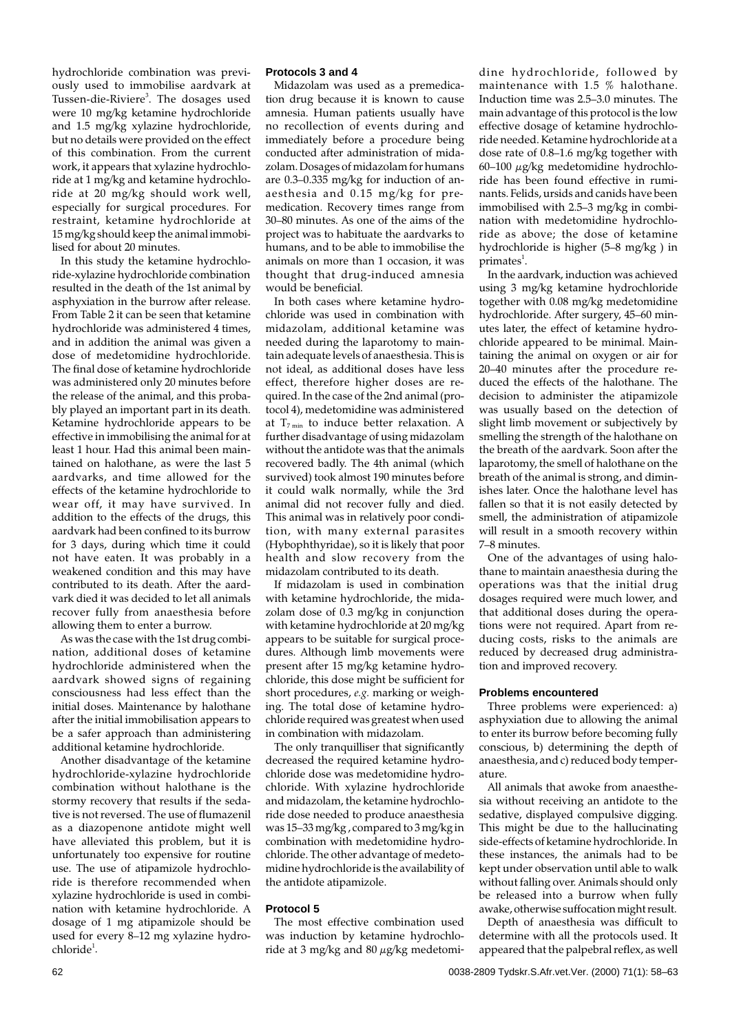hydrochloride combination was previously used to immobilise aardvark at Tussen-die-Riviere[3]. The dosages used were 10 mg/kg ketamine hydrochloride and 1.5 mg/kg xylazine hydrochloride, but no details were provided on the effect of this combination. From the current work, it appears that xylazine hydrochloride at 1 mg/kg and ketamine hydrochloride at 20 mg/kg should work well, especially for surgical procedures. For restraint, ketamine hydrochloride at 15 mg/kg should keep the animal immobilised for about 20 minutes.

In this study the ketamine hydrochloride-xylazine hydrochloride combination resulted in the death of the 1st animal by asphyxiation in the burrow after release. From Table 2 it can be seen that ketamine hydrochloride was administered 4 times, and in addition the animal was given a dose of medetomidine hydrochloride. The final dose of ketamine hydrochloride was administered only 20 minutes before the release of the animal, and this probably played an important part in its death. Ketamine hydrochloride appears to be effective in immobilising the animal for at least 1 hour. Had this animal been maintained on halothane, as were the last 5 aardvarks, and time allowed for the effects of the ketamine hydrochloride to wear off, it may have survived. In addition to the effects of the drugs, this aardvark had been confined to its burrow for 3 days, during which time it could not have eaten. It was probably in a weakened condition and this may have contributed to its death. After the aardvark died it was decided to let all animals recover fully from anaesthesia before allowing them to enter a burrow.

As was the case with the 1st drug combination, additional doses of ketamine hydrochloride administered when the aardvark showed signs of regaining consciousness had less effect than the initial doses. Maintenance by halothane after the initial immobilisation appears to be a safer approach than administering additional ketamine hydrochloride.

Another disadvantage of the ketamine hydrochloride-xylazine hydrochloride combination without halothane is the stormy recovery that results if the sedative is not reversed. The use of flumazenil as a diazopenone antidote might well have alleviated this problem, but it is unfortunately too expensive for routine use. The use of atipamizole hydrochloride is therefore recommended when xylazine hydrochloride is used in combination with ketamine hydrochloride. A dosage of 1 mg atipamizole should be used for every 8–12 mg xylazine hydrochloride[1].

### Protocols 3 and 4

Midazolam was used as a premedication drug because it is known to cause amnesia. Human patients usually have no recollection of events during and immediately before a procedure being conducted after administration of midazolam. Dosages of midazolam for humans are 0.3–0.335 mg/kg for induction of anaesthesia and 0.15 mg/kg for premedication. Recovery times range from 30–80 minutes. As one of the aims of the project was to habituate the aardvarks to humans, and to be able to immobilise the animals on more than 1 occasion, it was thought that drug-induced amnesia would be beneficial.

In both cases where ketamine hydrochloride was used in combination with midazolam, additional ketamine was needed during the laparotomy to maintain adequate levels of anaesthesia. This is not ideal, as additional doses have less effect, therefore higher doses are required. In the case of the 2nd animal (protocol 4), medetomidine was administered at $T_{7\,min}$ to induce better relaxation. A further disadvantage of using midazolam without the antidote was that the animals recovered badly. The 4th animal (which survived) took almost 190 minutes before it could walk normally, while the 3rd animal did not recover fully and died. This animal was in relatively poor condition, with many external parasites (Hybophthyridae), so it is likely that poor health and slow recovery from the midazolam contributed to its death.

If midazolam is used in combination with ketamine hydrochloride, the midazolam dose of 0.3 mg/kg in conjunction with ketamine hydrochloride at 20 mg/kg appears to be suitable for surgical procedures. Although limb movements were present after 15 mg/kg ketamine hydrochloride, this dose might be sufficient for short procedures, *e.g.* marking or weighing. The total dose of ketamine hydrochloride required was greatest when used in combination with midazolam.

The only tranquilliser that significantly decreased the required ketamine hydrochloride dose was medetomidine hydrochloride. With xylazine hydrochloride and midazolam, the ketamine hydrochloride dose needed to produce anaesthesia was 15–33 mg/kg, compared to 3 mg/kg in combination with medetomidine hydrochloride. The other advantage of medetomidine hydrochloride is the availability of the antidote atipamizole.

### Protocol 5

The most effective combination used was induction by ketamine hydrochloride at 3 mg/kg and 80 $\mu$g/kg medetomidine hydrochloride, followed by maintenance with 1.5 % halothane. Induction time was 2.5–3.0 minutes. The main advantage of this protocol is the low effective dosage of ketamine hydrochloride needed. Ketamine hydrochloride at a dose rate of 0.8–1.6 mg/kg together with 60–100 $\mu$g/kg medetomidine hydrochloride has been found effective in ruminants. Felids, ursids and canids have been immobilised with 2.5–3 mg/kg in combination with medetomidine hydrochloride as above; the dose of ketamine hydrochloride is higher (5–8 mg/kg ) in primates[1].

In the aardvark, induction was achieved using 3 mg/kg ketamine hydrochloride together with 0.08 mg/kg medetomidine hydrochloride. After surgery, 45–60 minutes later, the effect of ketamine hydrochloride appeared to be minimal. Maintaining the animal on oxygen or air for 20–40 minutes after the procedure reduced the effects of the halothane. The decision to administer the atipamizole was usually based on the detection of slight limb movement or subjectively by smelling the strength of the halothane on the breath of the aardvark. Soon after the laparotomy, the smell of halothane on the breath of the animal is strong, and diminishes later. Once the halothane level has fallen so that it is not easily detected by smell, the administration of atipamizole will result in a smooth recovery within 7–8 minutes.

One of the advantages of using halothane to maintain anaesthesia during the operations was that the initial drug dosages required were much lower, and that additional doses during the operations were not required. Apart from reducing costs, risks to the animals are reduced by decreased drug administration and improved recovery.

### Problems encountered

Three problems were experienced: a) asphyxiation due to allowing the animal to enter its burrow before becoming fully conscious, b) determining the depth of anaesthesia, and c) reduced body temperature.

All animals that awoke from anaesthesia without receiving an antidote to the sedative, displayed compulsive digging. This might be due to the hallucinating side-effects of ketamine hydrochloride. In these instances, the animals had to be kept under observation until able to walk without falling over. Animals should only be released into a burrow when fully awake, otherwise suffocation might result.

Depth of anaesthesia was difficult to determine with all the protocols used. It appeared that the palpebral reflex, as well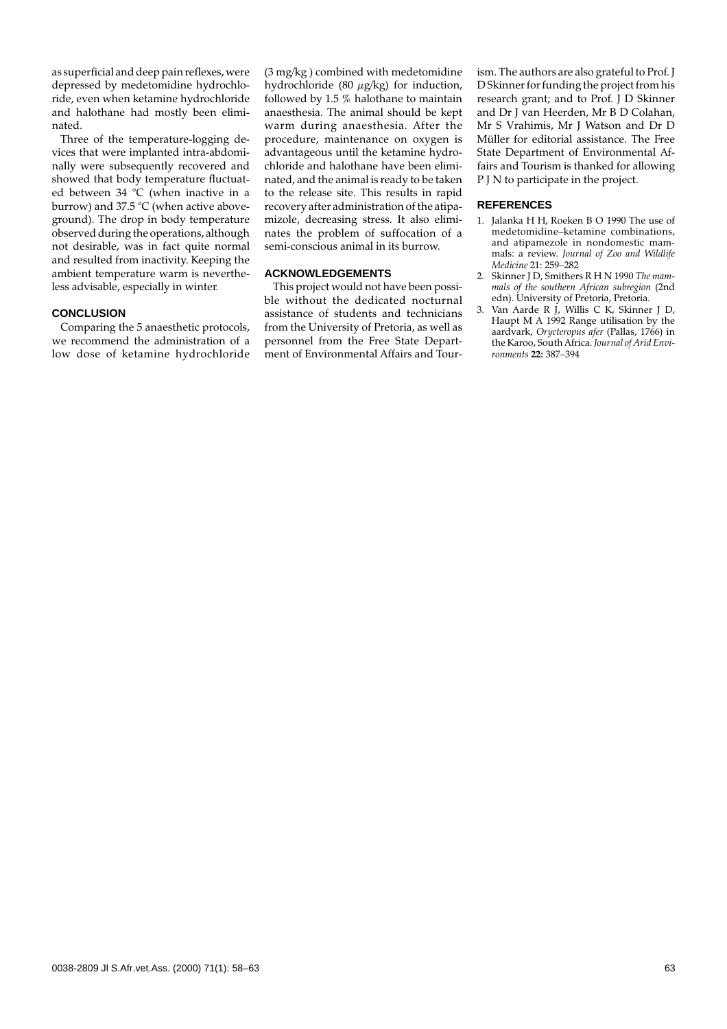as superficial and deep pain reflexes, were depressed by medetomidine hydrochloride, even when ketamine hydrochloride and halothane had mostly been eliminated.

Three of the temperature-logging devices that were implanted intra-abdominally were subsequently recovered and showed that body temperature fluctuated between 34 °C (when inactive in a burrow) and 37.5 °C (when active aboveground). The drop in body temperature observed during the operations, although not desirable, was in fact quite normal and resulted from inactivity. Keeping the ambient temperature warm is nevertheless advisable, especially in winter.

## CONCLUSION

Comparing the 5 anaesthetic protocols, we recommend the administration of a low dose of ketamine hydrochloride (3 mg/kg ) combined with medetomidine hydrochloride (80 $\mu$g/kg) for induction, followed by 1.5 % halothane to maintain anaesthesia. The animal should be kept warm during anaesthesia. After the procedure, maintenance on oxygen is advantageous until the ketamine hydrochloride and halothane have been eliminated, and the animal is ready to be taken to the release site. This results in rapid recovery after administration of the atipamizole, decreasing stress. It also eliminates the problem of suffocation of a semi-conscious animal in its burrow.

## ACKNOWLEDGEMENTS

This project would not have been possible without the dedicated nocturnal assistance of students and technicians from the University of Pretoria, as well as personnel from the Free State Department of Environmental Affairs and Tourism. The authors are also grateful to Prof. J D Skinner for funding the project from his research grant; and to Prof. J D Skinner and Dr J van Heerden, Mr B D Colahan, Mr S Vrahimis, Mr J Watson and Dr D Müller for editorial assistance. The Free State Department of Environmental Affairs and Tourism is thanked for allowing P J N to participate in the project.

## REFERENCES

1. Jalanka H H, Roeken B O 1990 The use of medetomidine–ketamine combinations, and atipamezole in nondomestic mammals: a review. *Journal of Zoo and Wildlife Medicine* 21: 259–282
2. Skinner J D, Smithers R H N 1990 *The mammals of the southern African subregion* (2nd edn). University of Pretoria, Pretoria.
3. Van Aarde R J, Willis C K, Skinner J D, Haupt M A 1992 Range utilisation by the aardvark, *Orycteropus afer* (Pallas, 1766) in the Karoo, South Africa. *Journal of Arid Environments* **22:** 387–394